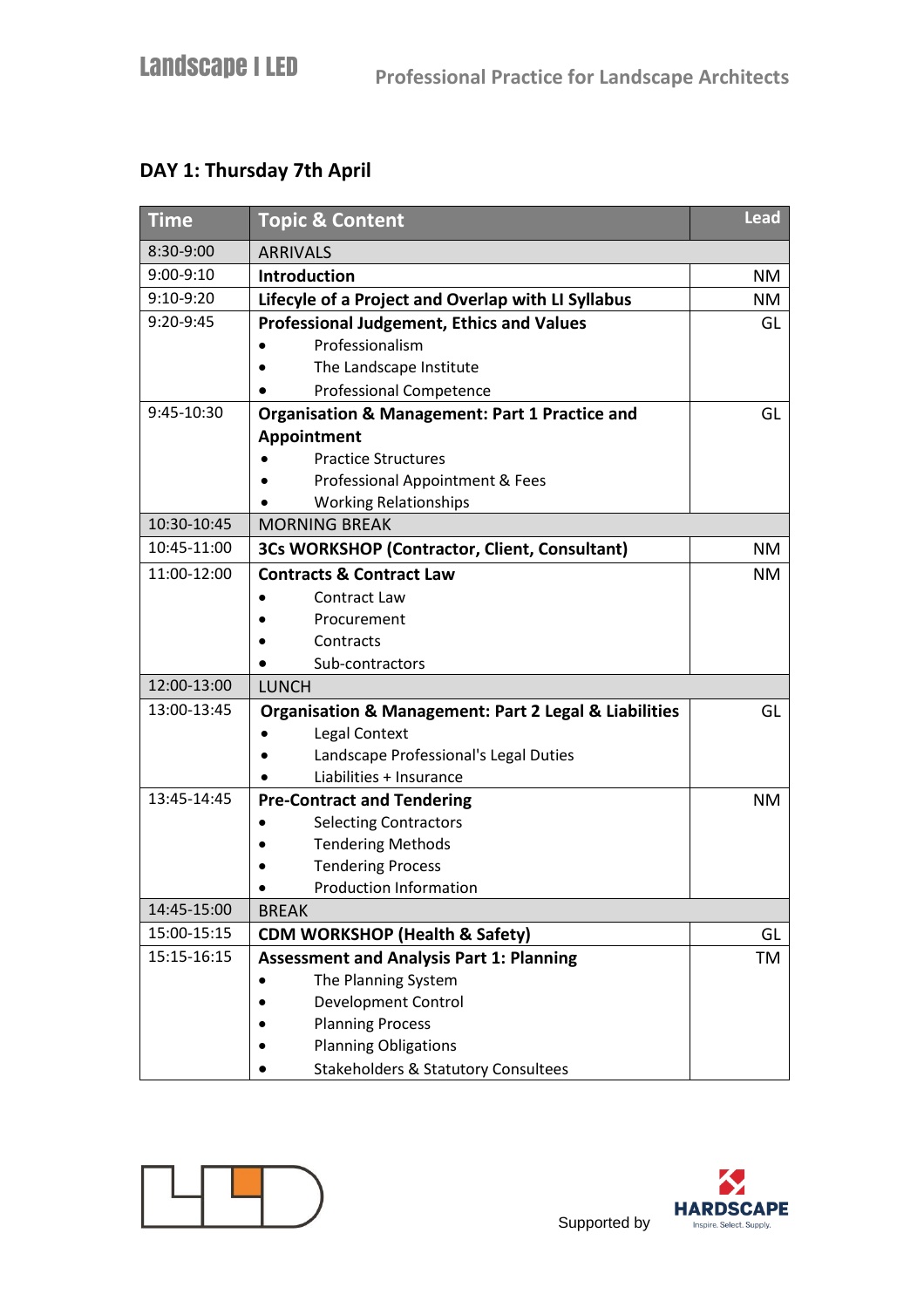## DAY 1: Thursday 7th April

| Time | Topic & Content | Lead |
|---|---|---|
| 8:30-9:00 | ARRIVALS | |
| 9:00-9:10 | **Introduction** | NM |
| 9:10-9:20 | **Lifecycle of a Project and Overlap with LI Syllabus** | NM |
| 9:20-9:45 | **Professional Judgement, Ethics and Values**<br>• Professionalism<br>• The Landscape Institute<br>• Professional Competence | GL |
| 9:45-10:30 | **Organisation & Management: Part 1 Practice and Appointment**<br>• Practice Structures<br>• Professional Appointment & Fees<br>• Working Relationships | GL |
| 10:30-10:45 | MORNING BREAK | |
| 10:45-11:00 | **3Cs WORKSHOP (Contractor, Client, Consultant)** | NM |
| 11:00-12:00 | **Contracts & Contract Law**<br>• Contract Law<br>• Procurement<br>• Contracts<br>• Sub-contractors | NM |
| 12:00-13:00 | LUNCH | |
| 13:00-13:45 | **Organisation & Management: Part 2 Legal & Liabilities**<br>• Legal Context<br>• Landscape Professional's Legal Duties<br>• Liabilities + Insurance | GL |
| 13:45-14:45 | **Pre-Contract and Tendering**<br>• Selecting Contractors<br>• Tendering Methods<br>• Tendering Process<br>• Production Information | NM |
| 14:45-15:00 | BREAK | |
| 15:00-15:15 | **CDM WORKSHOP (Health & Safety)** | GL |
| 15:15-16:15 | **Assessment and Analysis Part 1: Planning**<br>• The Planning System<br>• Development Control<br>• Planning Process<br>• Planning Obligations<br>• Stakeholders & Statutory Consultees | TM |

Supported by HARDSCAPE Inspire. Select. Supply.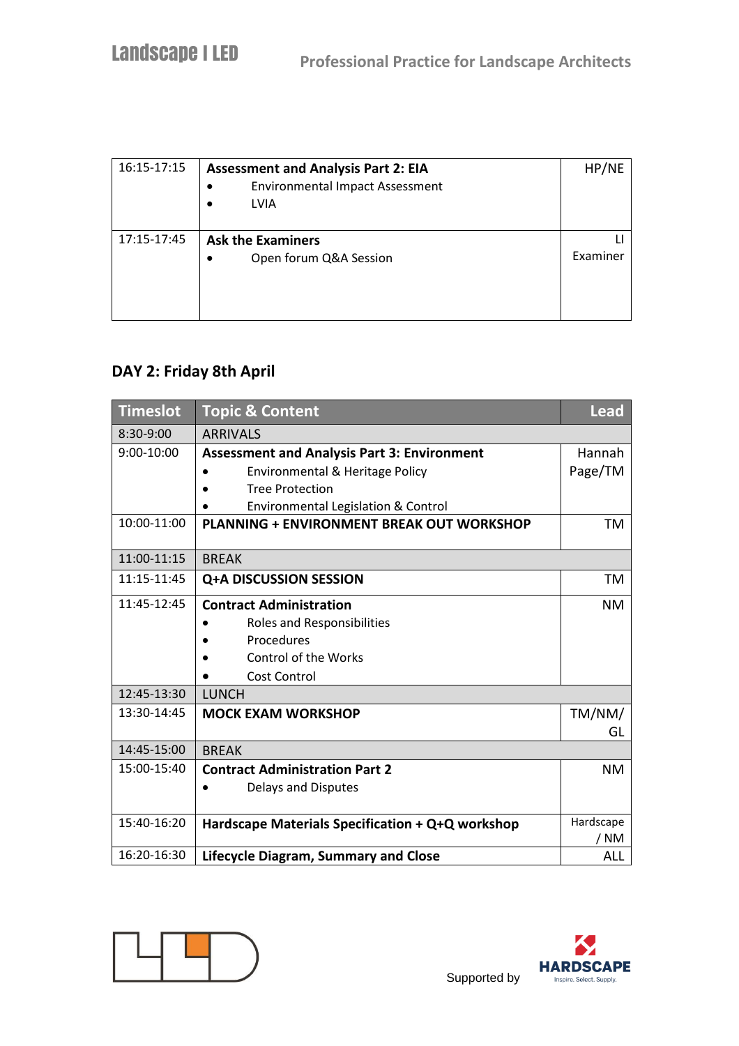| | | |
|---|---|---|
| 16:15-17:15 | **Assessment and Analysis Part 2: EIA**<br>• Environmental Impact Assessment<br>• LVIA | HP/NE |
| 17:15-17:45 | **Ask the Examiners**<br>• Open forum Q&A Session | LI Examiner |

## DAY 2: Friday 8th April

| Timeslot | Topic & Content | Lead |
|---|---|---|
| 8:30-9:00 | ARRIVALS | |
| 9:00-10:00 | **Assessment and Analysis Part 3: Environment**<br>• Environmental & Heritage Policy<br>• Tree Protection<br>• Environmental Legislation & Control | Hannah Page/TM |
| 10:00-11:00 | **PLANNING + ENVIRONMENT BREAK OUT WORKSHOP** | TM |
| 11:00-11:15 | BREAK | |
| 11:15-11:45 | **Q+A DISCUSSION SESSION** | TM |
| 11:45-12:45 | **Contract Administration**<br>• Roles and Responsibilities<br>• Procedures<br>• Control of the Works<br>• Cost Control | NM |
| 12:45-13:30 | LUNCH | |
| 13:30-14:45 | **MOCK EXAM WORKSHOP** | TM/NM/GL |
| 14:45-15:00 | BREAK | |
| 15:00-15:40 | **Contract Administration Part 2**<br>• Delays and Disputes | NM |
| 15:40-16:20 | **Hardscape Materials Specification + Q+Q workshop** | Hardscape / NM |
| 16:20-16:30 | **Lifecycle Diagram, Summary and Close** | ALL |

Supported by HARDSCAPE Inspire. Select. Supply.